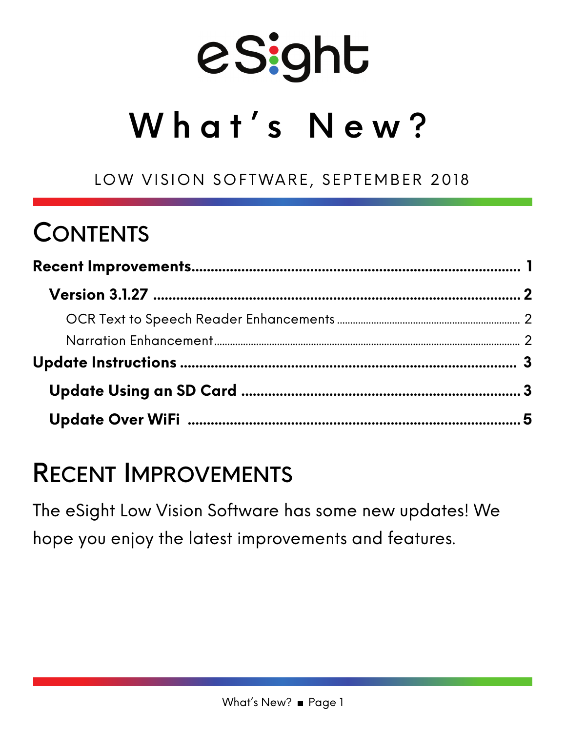# eSight

# What's New?

LOW VISION SOFTWARE, SEPTEMBER 2018

## Contents

**Recent Improvements** ............................................................ 1

**Version 3.1.27** ............................................................ 2

OCR Text to Speech Reader Enhancements ............................................................ 2

Narration Enhancement ............................................................ 2

**Update Instructions** ............................................................ 3

**Update Using an SD Card** ............................................................ 3

**Update Over WiFi** ............................................................ 5

## Recent Improvements

The eSight Low Vision Software has some new updates! We hope you enjoy the latest improvements and features.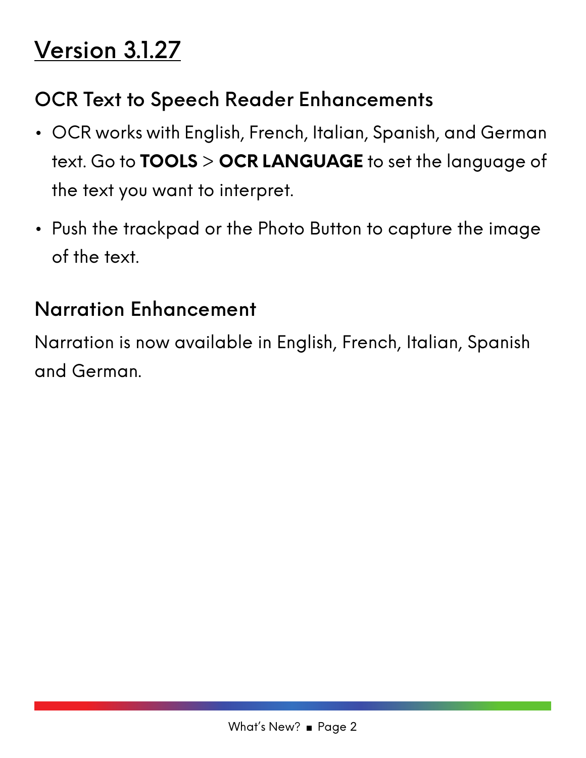# Version 3.1.27

## OCR Text to Speech Reader Enhancements

- OCR works with English, French, Italian, Spanish, and German text. Go to **TOOLS** > **OCR LANGUAGE** to set the language of the text you want to interpret.
- Push the trackpad or the Photo Button to capture the image of the text.

## Narration Enhancement

Narration is now available in English, French, Italian, Spanish and German.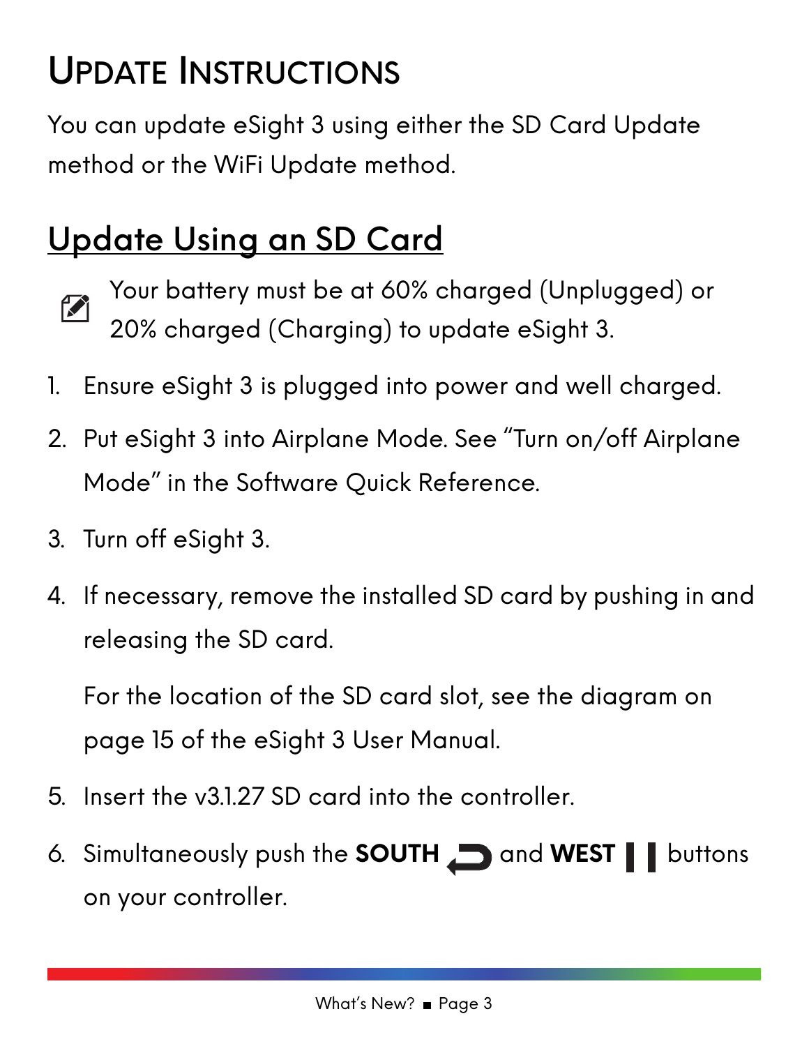# Update Instructions

You can update eSight 3 using either the SD Card Update method or the WiFi Update method.

## Update Using an SD Card

Your battery must be at 60% charged (Unplugged) or 20% charged (Charging) to update eSight 3.

1. Ensure eSight 3 is plugged into power and well charged.
2. Put eSight 3 into Airplane Mode. See "Turn on/off Airplane Mode" in the Software Quick Reference.
3. Turn off eSight 3.
4. If necessary, remove the installed SD card by pushing in and releasing the SD card.

   For the location of the SD card slot, see the diagram on page 15 of the eSight 3 User Manual.
5. Insert the v3.1.27 SD card into the controller.
6. Simultaneously push the **SOUTH** and **WEST** buttons on your controller.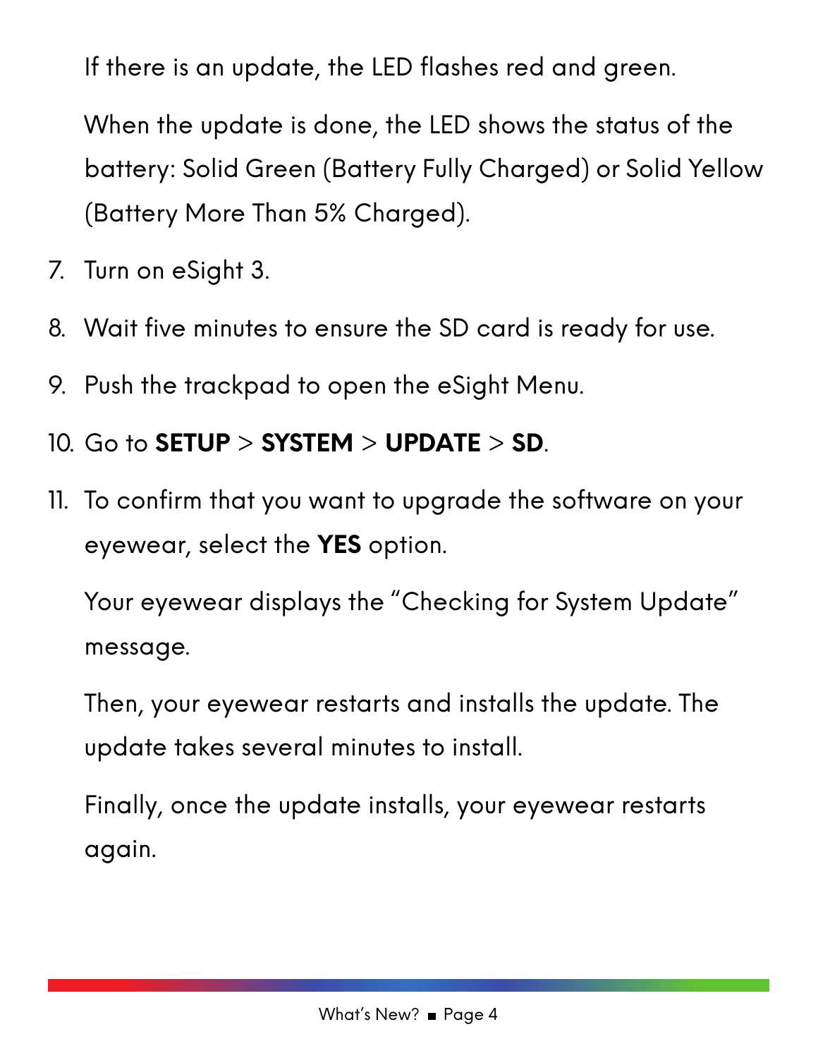If there is an update, the LED flashes red and green.

When the update is done, the LED shows the status of the battery: Solid Green (Battery Fully Charged) or Solid Yellow (Battery More Than 5% Charged).

7. Turn on eSight 3.
8. Wait five minutes to ensure the SD card is ready for use.
9. Push the trackpad to open the eSight Menu.
10. Go to **SETUP** > **SYSTEM** > **UPDATE** > **SD**.
11. To confirm that you want to upgrade the software on your eyewear, select the **YES** option.

    Your eyewear displays the "Checking for System Update" message.

    Then, your eyewear restarts and installs the update. The update takes several minutes to install.

    Finally, once the update installs, your eyewear restarts again.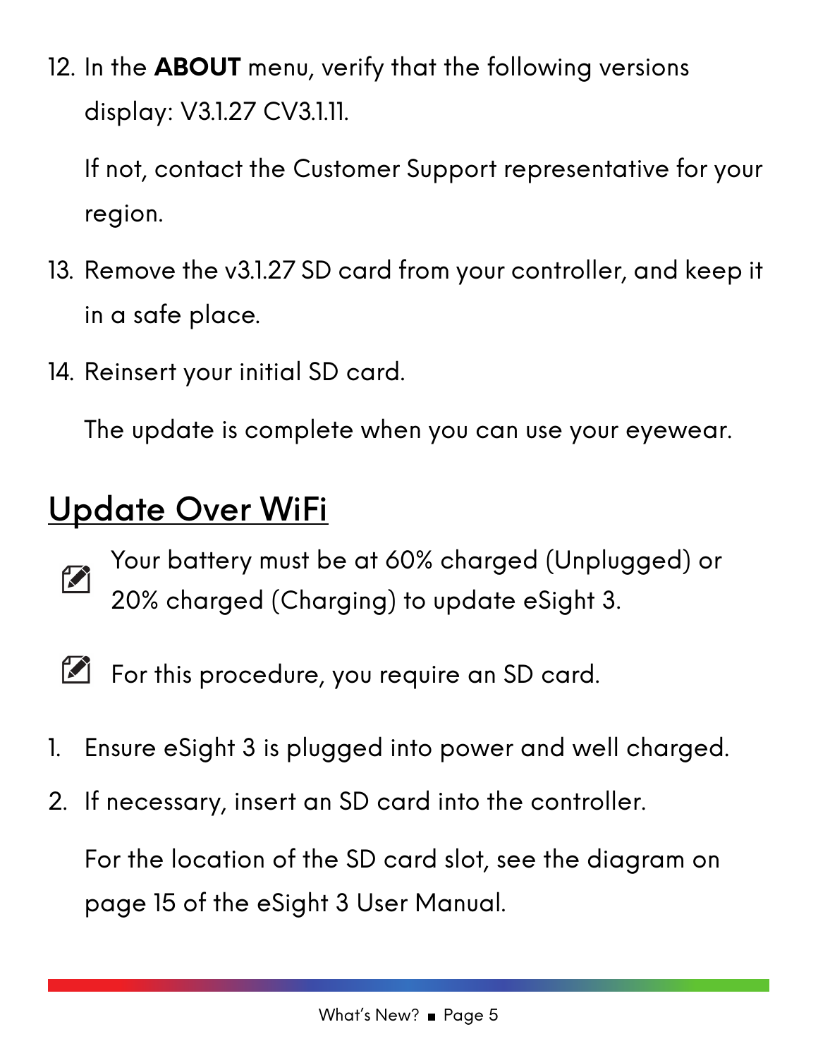12. In the **ABOUT** menu, verify that the following versions display: V3.1.27 CV3.1.11.

    If not, contact the Customer Support representative for your region.

13. Remove the v3.1.27 SD card from your controller, and keep it in a safe place.

14. Reinsert your initial SD card.

    The update is complete when you can use your eyewear.

## Update Over WiFi

Your battery must be at 60% charged (Unplugged) or 20% charged (Charging) to update eSight 3.

For this procedure, you require an SD card.

1. Ensure eSight 3 is plugged into power and well charged.

2. If necessary, insert an SD card into the controller.

   For the location of the SD card slot, see the diagram on page 15 of the eSight 3 User Manual.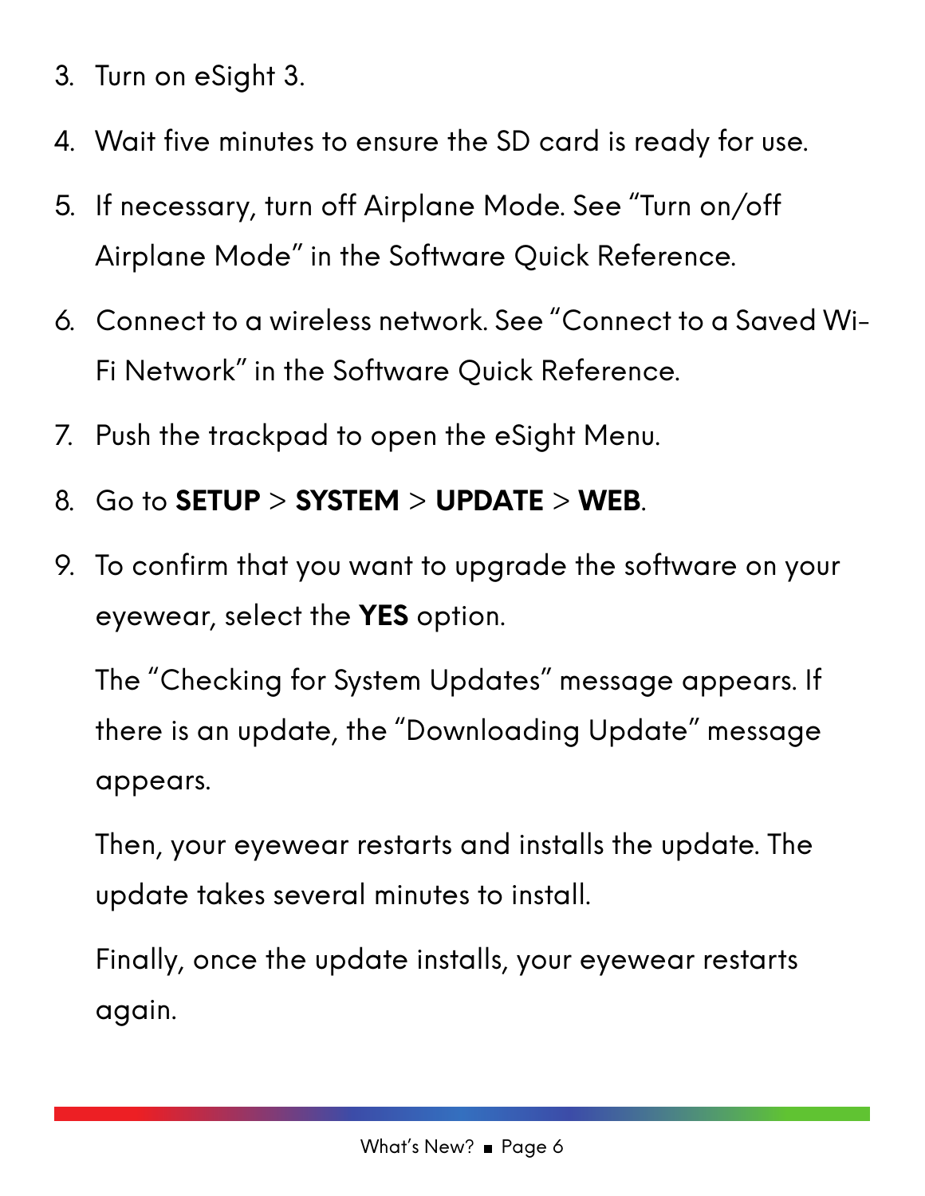3. Turn on eSight 3.
4. Wait five minutes to ensure the SD card is ready for use.
5. If necessary, turn off Airplane Mode. See "Turn on/off Airplane Mode" in the Software Quick Reference.
6. Connect to a wireless network. See "Connect to a Saved Wi-Fi Network" in the Software Quick Reference.
7. Push the trackpad to open the eSight Menu.
8. Go to **SETUP** > **SYSTEM** > **UPDATE** > **WEB**.
9. To confirm that you want to upgrade the software on your eyewear, select the **YES** option.

   The "Checking for System Updates" message appears. If there is an update, the "Downloading Update" message appears.

   Then, your eyewear restarts and installs the update. The update takes several minutes to install.

   Finally, once the update installs, your eyewear restarts again.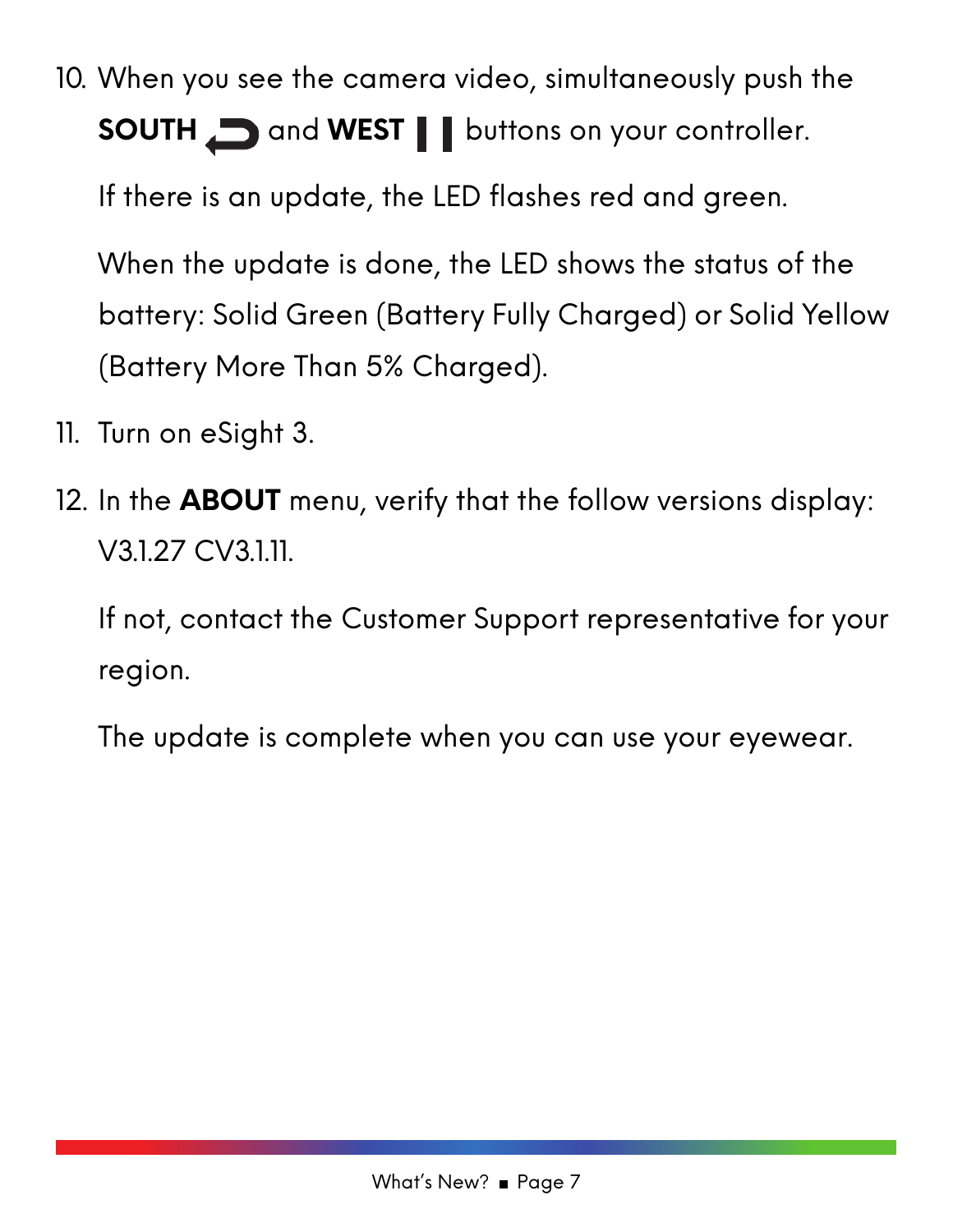10. When you see the camera video, simultaneously push the **SOUTH** and **WEST** buttons on your controller.

    If there is an update, the LED flashes red and green.

    When the update is done, the LED shows the status of the battery: Solid Green (Battery Fully Charged) or Solid Yellow (Battery More Than 5% Charged).

11. Turn on eSight 3.

12. In the **ABOUT** menu, verify that the follow versions display: V3.1.27 CV3.1.11.

    If not, contact the Customer Support representative for your region.

    The update is complete when you can use your eyewear.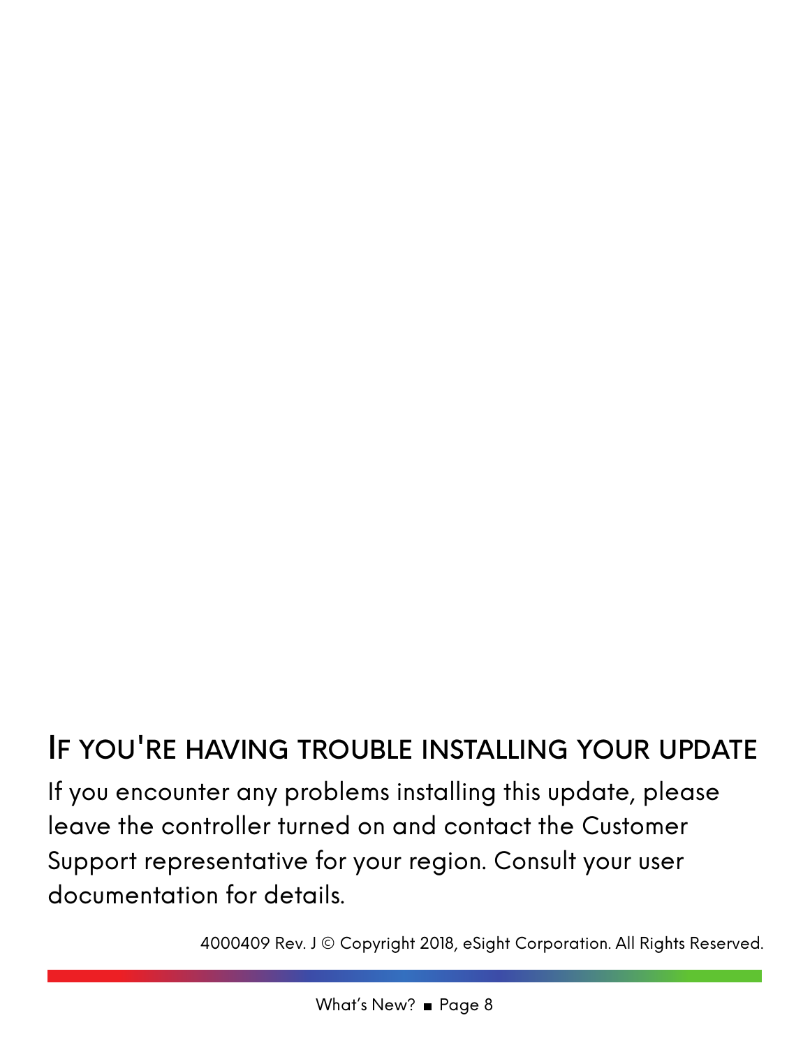## If you're having trouble installing your update

If you encounter any problems installing this update, please leave the controller turned on and contact the Customer Support representative for your region. Consult your user documentation for details.

4000409 Rev. J © Copyright 2018, eSight Corporation. All Rights Reserved.